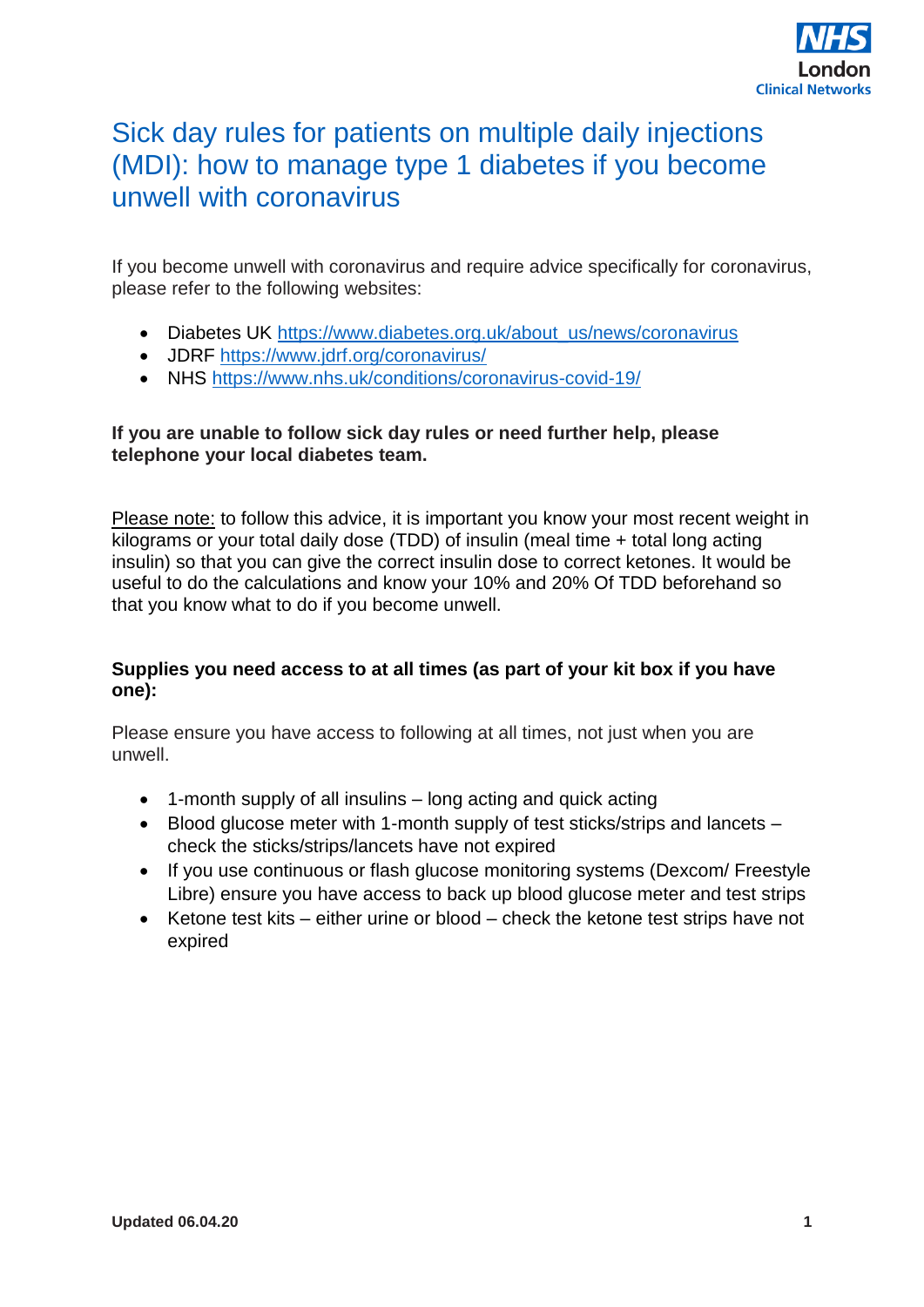# Sick day rules for patients on multiple daily injections (MDI): how to manage type 1 diabetes if you become unwell with coronavirus

If you become unwell with coronavirus and require advice specifically for coronavirus, please refer to the following websites:

- Diabetes UK https://www.diabetes.org.uk/about_us/news/coronavirus
- JDRF https://www.jdrf.org/coronavirus/
- NHS https://www.nhs.uk/conditions/coronavirus-covid-19/

**If you are unable to follow sick day rules or need further help, please telephone your local diabetes team.**

Please note: to follow this advice, it is important you know your most recent weight in kilograms or your total daily dose (TDD) of insulin (meal time + total long acting insulin) so that you can give the correct insulin dose to correct ketones. It would be useful to do the calculations and know your 10% and 20% Of TDD beforehand so that you know what to do if you become unwell.

**Supplies you need access to at all times (as part of your kit box if you have one):**

Please ensure you have access to following at all times, not just when you are unwell.

- 1-month supply of all insulins – long acting and quick acting
- Blood glucose meter with 1-month supply of test sticks/strips and lancets – check the sticks/strips/lancets have not expired
- If you use continuous or flash glucose monitoring systems (Dexcom/ Freestyle Libre) ensure you have access to back up blood glucose meter and test strips
- Ketone test kits – either urine or blood – check the ketone test strips have not expired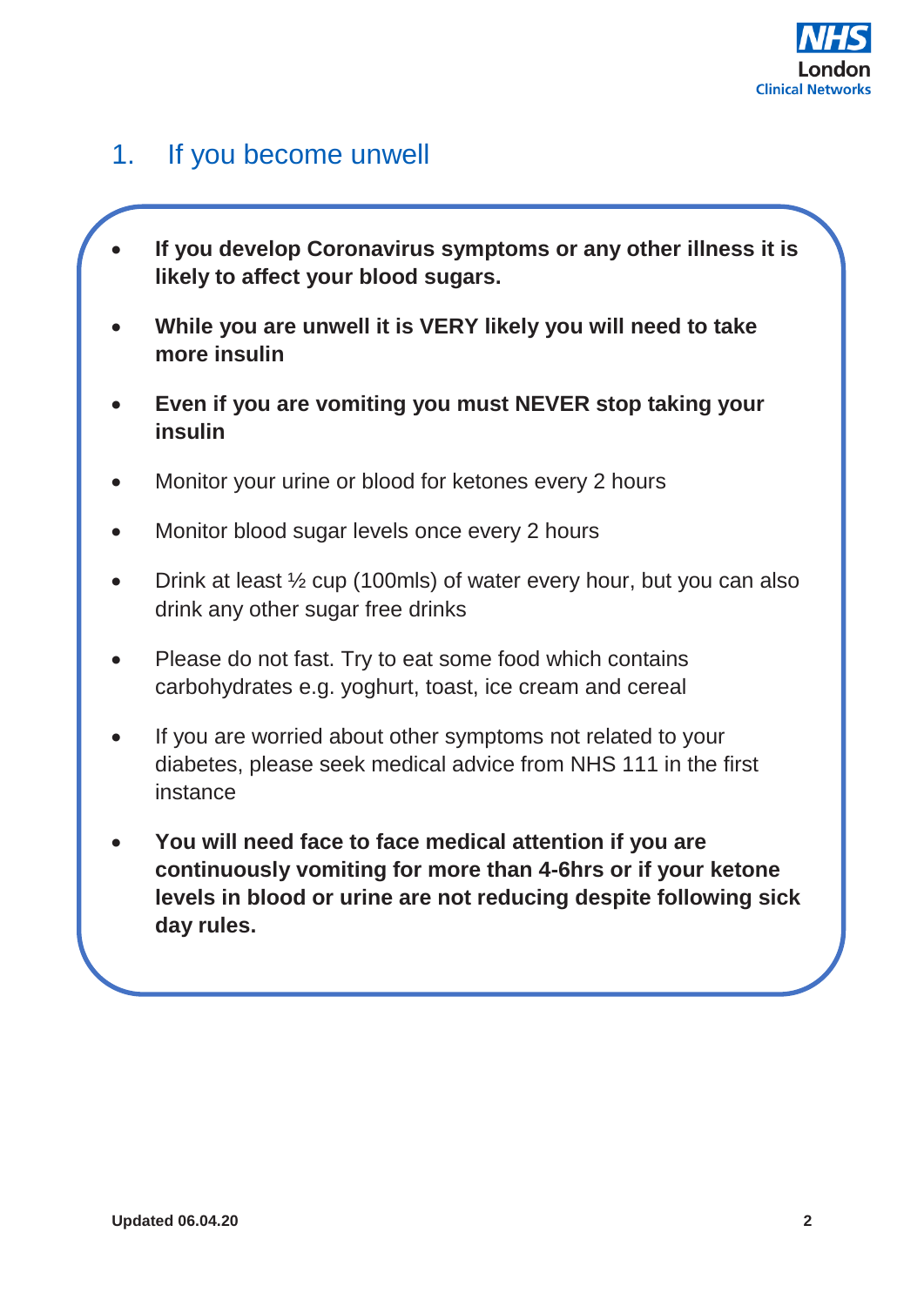## 1. If you become unwell

- **If you develop Coronavirus symptoms or any other illness it is likely to affect your blood sugars.**
- **While you are unwell it is VERY likely you will need to take more insulin**
- **Even if you are vomiting you must NEVER stop taking your insulin**
- Monitor your urine or blood for ketones every 2 hours
- Monitor blood sugar levels once every 2 hours
- Drink at least ½ cup (100mls) of water every hour, but you can also drink any other sugar free drinks
- Please do not fast. Try to eat some food which contains carbohydrates e.g. yoghurt, toast, ice cream and cereal
- If you are worried about other symptoms not related to your diabetes, please seek medical advice from NHS 111 in the first instance
- **You will need face to face medical attention if you are continuously vomiting for more than 4-6hrs or if your ketone levels in blood or urine are not reducing despite following sick day rules.**

**Updated 06.04.20**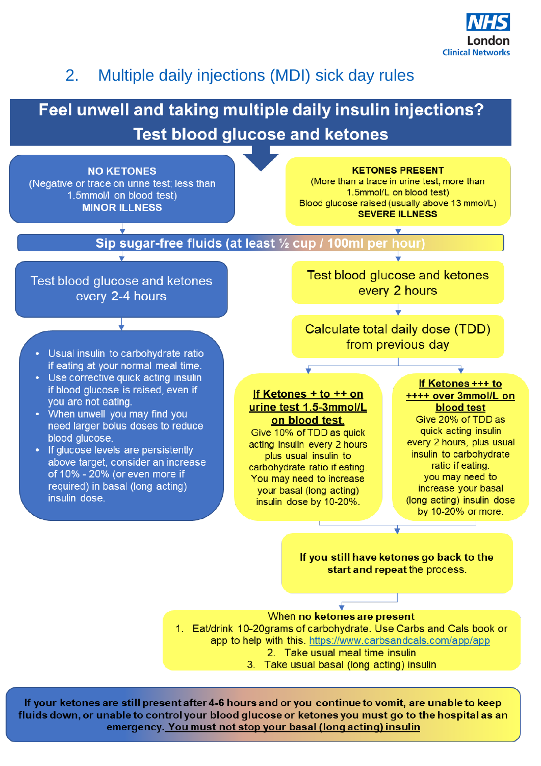## 2. Multiple daily injections (MDI) sick day rules

**Feel unwell and taking multiple daily insulin injections?**
**Test blood glucose and ketones**

**NO KETONES**
(Negative or trace on urine test; less than 1.5mmol/l on blood test)
**MINOR ILLNESS**

**KETONES PRESENT**
(More than a trace in urine test; more than 1.5mmol/L on blood test)
Blood glucose raised (usually above 13 mmol/L)
**SEVERE ILLNESS**

**Sip sugar-free fluids (at least ½ cup / 100ml per hour)**

### No ketones (minor illness)

Test blood glucose and ketones every 2-4 hours

- Usual insulin to carbohydrate ratio if eating at your normal meal time.
- Use corrective quick acting insulin if blood glucose is raised, even if you are not eating.
- When unwell you may find you need larger bolus doses to reduce blood glucose.
- If glucose levels are persistently above target, consider an increase of 10% - 20% (or even more if required) in basal (long acting) insulin dose.

### Ketones present (severe illness)

Test blood glucose and ketones every 2 hours

Calculate total daily dose (TDD) from previous day

**If Ketones + to ++ on urine test 1.5-3mmol/L on blood test.**
Give 10% of TDD as quick acting insulin every 2 hours plus usual insulin to carbohydrate ratio if eating. You may need to increase your basal (long acting) insulin dose by 10-20%.

**If Ketones +++ to ++++ over 3mmol/L on blood test**
Give 20% of TDD as quick acting insulin every 2 hours, plus usual insulin to carbohydrate ratio if eating. you may need to increase your basal (long acting) insulin dose by 10-20% or more.

**If you still have ketones go back to the start and repeat** the process.

When no **ketones are present**

1. Eat/drink 10-20grams of carbohydrate. Use Carbs and Cals book or app to help with this. https://www.carbsandcals.com/app/app
2. Take usual meal time insulin
3. Take usual basal (long acting) insulin

**If your ketones are still present after 4-6 hours and or you continue to vomit, are unable to keep fluids down, or unable to control your blood glucose or ketones you must go to the hospital as an emergency. You must not stop your basal (long acting) insulin**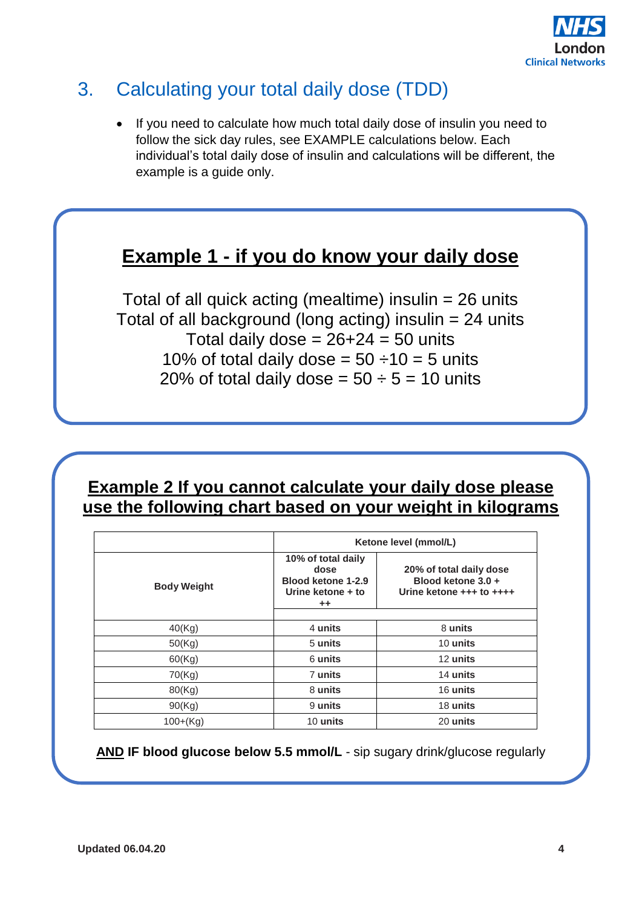## 3. Calculating your total daily dose (TDD)

- If you need to calculate how much total daily dose of insulin you need to follow the sick day rules, see EXAMPLE calculations below. Each individual's total daily dose of insulin and calculations will be different, the example is a guide only.

### Example 1 - if you do know your daily dose

Total of all quick acting (mealtime) insulin = 26 units
Total of all background (long acting) insulin = 24 units
Total daily dose = 26+24 = 50 units
10% of total daily dose = 50 ÷10 = 5 units
20% of total daily dose = 50 ÷ 5 = 10 units

### Example 2 If you cannot calculate your daily dose please use the following chart based on your weight in kilograms

| Body Weight | Ketone level (mmol/L) | |
|---|---|---|
| | **10% of total daily dose Blood ketone 1-2.9 Urine ketone + to ++** | **20% of total daily dose Blood ketone 3.0 + Urine ketone +++ to ++++** |
| 40(Kg) | 4 **units** | 8 **units** |
| 50(Kg) | 5 **units** | 10 **units** |
| 60(Kg) | 6 **units** | 12 **units** |
| 70(Kg) | 7 **units** | 14 **units** |
| 80(Kg) | 8 **units** | 16 **units** |
| 90(Kg) | 9 **units** | 18 **units** |
| 100+(Kg) | 10 **units** | 20 **units** |

**AND IF blood glucose below 5.5 mmol/L** - sip sugary drink/glucose regularly

Updated 06.04.20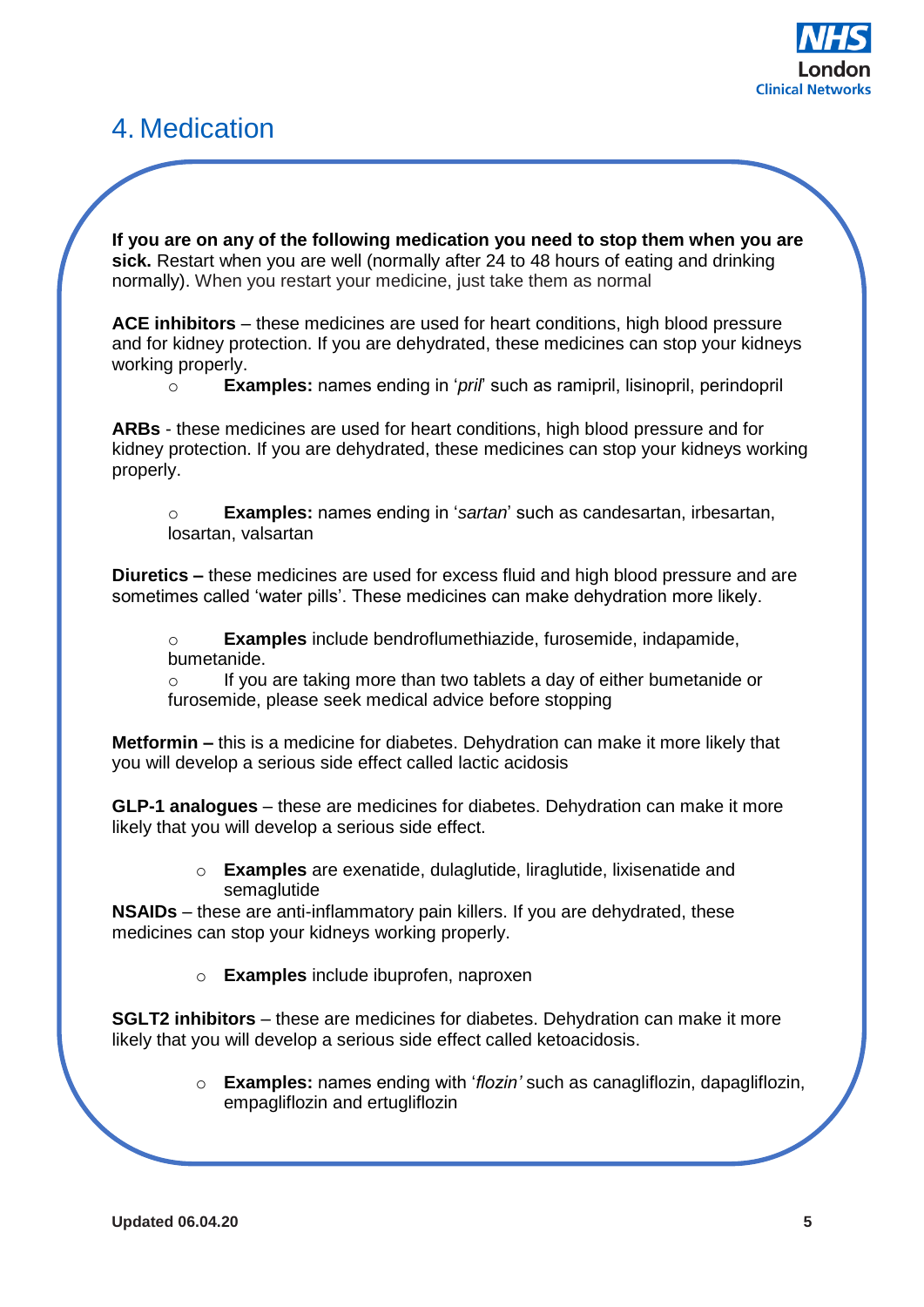# 4. Medication

**If you are on any of the following medication you need to stop them when you are sick.** Restart when you are well (normally after 24 to 48 hours of eating and drinking normally). When you restart your medicine, just take them as normal

**ACE inhibitors** – these medicines are used for heart conditions, high blood pressure and for kidney protection. If you are dehydrated, these medicines can stop your kidneys working properly.

- **Examples:** names ending in '*pril*' such as ramipril, lisinopril, perindopril

**ARBs** - these medicines are used for heart conditions, high blood pressure and for kidney protection. If you are dehydrated, these medicines can stop your kidneys working properly.

- **Examples:** names ending in '*sartan*' such as candesartan, irbesartan, losartan, valsartan

**Diuretics –** these medicines are used for excess fluid and high blood pressure and are sometimes called 'water pills'. These medicines can make dehydration more likely.

- **Examples** include bendroflumethiazide, furosemide, indapamide, bumetanide.
- If you are taking more than two tablets a day of either bumetanide or furosemide, please seek medical advice before stopping

**Metformin –** this is a medicine for diabetes. Dehydration can make it more likely that you will develop a serious side effect called lactic acidosis

**GLP-1 analogues** – these are medicines for diabetes. Dehydration can make it more likely that you will develop a serious side effect.

- **Examples** are exenatide, dulaglutide, liraglutide, lixisenatide and semaglutide

**NSAIDs** – these are anti-inflammatory pain killers. If you are dehydrated, these medicines can stop your kidneys working properly.

- **Examples** include ibuprofen, naproxen

**SGLT2 inhibitors** – these are medicines for diabetes. Dehydration can make it more likely that you will develop a serious side effect called ketoacidosis.

- **Examples:** names ending with '*flozin'* such as canagliflozin, dapagliflozin, empagliflozin and ertugliflozin

**Updated 06.04.20**